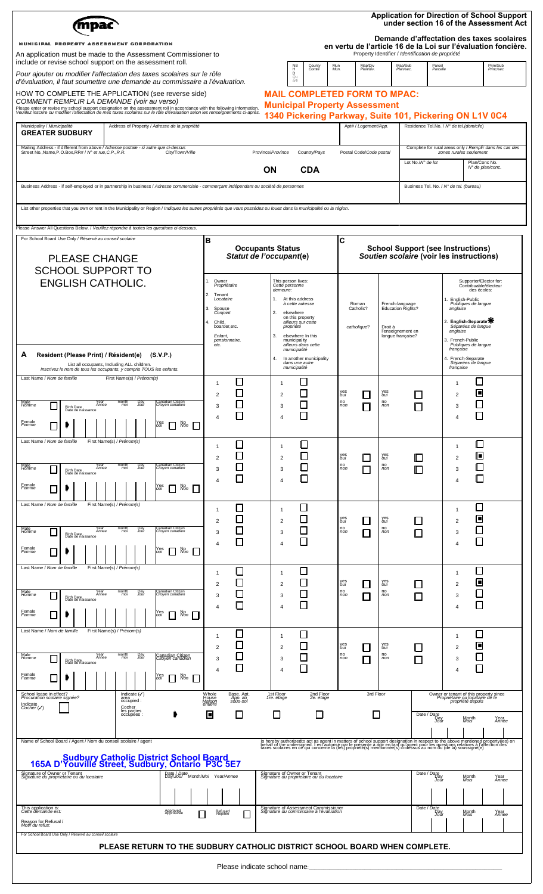**mpac**

MUNICIPAL PROPERTY ASSESSMENT CORPORATION

# Application for Direction of School Support under section 16 of the Assessment Act

# Demande d'affectation des taxes scolaires en vertu de l'article 16 de la Loi sur l'évaluation foncière.

An application must be made to the Assessment Commissioner to include or revise school support on the assessment roll.

*Pour ajouter ou modifier l'affectation des taxes scolaires sur le rôle d'évaluation, il faut soumettre une demande au commissaire à l'évaluation.*

Property Identifier / *Identification de propriété*

| NB H D Qu a/n | County *Comté* | Mun *Mun.* | Map/Div *Plan/div.* | Map/Sub *Plan/sec.* | Parcel *Parcelle* | Prim/Sub *Princ/sec* |
|---|---|---|---|---|---|---|
| | | | | | | |

HOW TO COMPLETE THE APPLICATION (see reverse side)
*COMMENT REMPLIR LA DEMANDE (voir au verso)*

Please enter or revise my school support designation on the assessment roll in accordance with the following information.
*Veuillez inscrire ou modifier l'affectation de mes taxes scolaires sur le rôle d'évaluation selon les renseignements ci-après.*

**MAIL COMPLETED FORM TO MPAC:**
**Municipal Property Assessment**
**1340 Pickering Parkway, Suite 101, Pickering ON L1V 0C4**

| Municipality / *Municipalité* | Address of Property / *Adresse de la propriété* | Apt# / *Logement/App.* | Residence Tel.No. / *N° de tél.(domicile)* |
|---|---|---|---|
| **GREATER SUDBURY** | | | |

| Mailing Address - if different from above / *Adresse postale - si autre que ci-dessus* Street No.,Name,P.O.Box,RR# / *N° et rue,C.P.,R.R.* | City/Town/*Ville* | Province/*Province* | Country/*Pays* | Postal Code/*Code postal* | Complete for rural areas only / *Remplir dans les cas des zones rurales seulement* — Lot No./*N° de lot* | Plan/Conc No. *N° de plan/conc.* |
|---|---|---|---|---|---|---|
| | | ON | CDA | | | |

Business Address - if self-employed or in partnership in business / *Adresse commerciale - commerçant indépendant ou société de personnes*

Business Tel. No. / *N° de tél. (bureau)*

List other properties that you own or rent in the Municipality or Region / *Indiquez les autres propriétés que vous possédez ou louez dans la municipalité ou la région.*

Please Answer All Questions Below. / *Veuillez répondre à toutes les questions ci-dessous.*

For School Board Use Only / *Réservé au conseil scolaire*

**PLEASE CHANGE SCHOOL SUPPORT TO ENGLISH CATHOLIC.**

**A** Resident (Please Print) / Résident(e) (S.V.P.)
List all occupants, Including ALL children.
*Inscrivez le nom de tous les occupants, y compris TOUS les enfants.*

**B** Occupants Status / *Statut de l'occupant(e)*

1. Owner / *Propriétaire*
2. Tenant / *Locataire*
3. Spouse / *Conjoint*
4. Child, boarder,etc. / *Enfant, pensionnaire, etc.*

This person lives: / *Cette personne demeure:*
1. At this address / *à cette adresse*
2. elsewhere on this property / *ailleurs sur cette propriété*
3. elsewhere In this municipality / *ailleurs dans cette municipalité*
4. In another municipality / *dans une autre municipalité*

**C** School Support (see Instructions) / *Soutien scolaire (voir les instructions)*

Roman Catholic? / *catholique?* — yes/*oui* no/*non*
French-language Education Rights? / *Droit à l'enseignement en langue française?* — yes/*oui* no/*non*

Supporter/Elector for: / *Contribuable/électeur des écoles:*
1. English-Public / *Publiques de langue anglaise*
2. English-Separate ✱ / *Séparées de langue anglaise*
3. French-Public / *Publiques de langue française*
4. French-Separate / *Séparées de langue française*

| Occupant | Last Name / *Nom de famille* | First Name(s) / *Prénom(s)* | Male/*Homme* | Female/*Femme* | Birth Date / *Date de naissance* (Year/*Année* month/*mois* Day/*Jour*) | Canadian Citizen / *Citoyen canadien* (Yes/*oui* No/*Non*) | Occupant status | Lives | Roman Catholic? | French-language Education Rights? | Supporter/Elector for |
|---|---|---|---|---|---|---|---|---|---|---|---|
| 1 | | | ☐ | ☐ | | ☐ ☐ | ☐ | ☐ | ☐ | ☐ | 2 ■ |
| 2 | | | ☐ | ☐ | | ☐ ☐ | ☐ | ☐ | ☐ | ☐ | 2 ■ |
| 3 | | | ☐ | ☐ | | ☐ ☐ | ☐ | ☐ | ☐ | ☐ | 2 ■ |
| 4 | | | ☐ | ☐ | | ☐ ☐ | ☐ | ☐ | ☐ | ☐ | 2 ■ |
| 5 | | | ☐ | ☐ | | ☐ ☐ | ☐ | ☐ | ☐ | ☐ | 2 ■ |

School lease in effect? / *Procuration scolaire signée?* Indicate / *Cocher* (✓) ☐

Indicate (✓) area occupied : / *Cocher les parties occupées :*

| Whole House / *Maison entière* | Base. Apt. / *App. au sous-sol* | 1st Floor / *1re. étage* | 2nd Floor / *2e. étage* | 3rd Floor |
|---|---|---|---|---|
| ■ | ☐ | ☐ | ☐ | ☐ |

Owner or tenant of this property since / *Propriétaire ou locataire de le propriété depuis* — Date / *Date*: Day/*Jour* Month/*Mois* Year/*Année*

Name of School Board / Agent / *Nom du conseil scolaire / agent*

**Sudbury Catholic District School Board**
**165A D'Youville Street, Sudbury, Ontario P3C 5E7**

Is hereby authorized to act as agent in matters of school support designation in respect to the above mentioned property(ies) on behalf of the undersigned. *Il est autorisé par le présente à agir en tant qu'agent pour les questions relatives à l'affection des taxes scolaires en ce qui concerne la (les) propriété(s) mentionnée(s) ci-dessus au nom du (de la) soussigné(e)*

Signature of Owner or Tenant / *Signature du propriétaire ou du locataire* — Date / *Date*: Day/*Jour* Month/*Moi* Year/*Annee*

Signature of Owner or Tenant / *Signature du propriétaire ou du locataire* — Date / *Date*: Day/*Jour* Month/*Mois* Year/*Année*

This application is: / *Cette demande est:* Approved / *Approuvée* ☐ Refused / *Rejetée* ☐

Signature of Assessment Commissioner / *Signature du commissaire à l'évaluation* — Date / *Date*: Day/*Jour* Month/*Mois* Year/*Année*

Reason for Refusal / *Motif du refus:*

For School Board Use Only / *Réservé au conseil scolaire*

**PLEASE RETURN TO THE SUDBURY CATHOLIC DISTRICT SCHOOL BOARD WHEN COMPLETE.**

Please indicate school name:_______________________________________________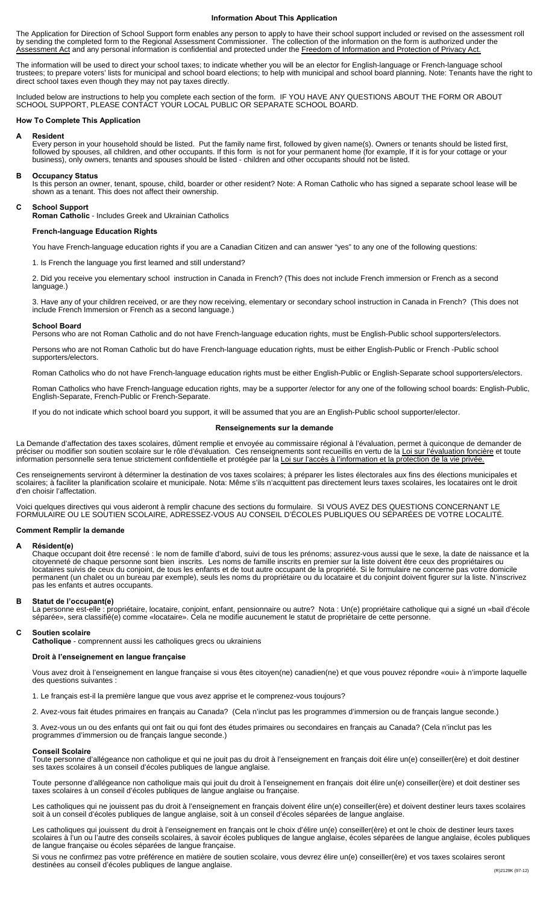## Information About This Application

The Application for Direction of School Support form enables any person to apply to have their school support included or revised on the assessment roll by sending the completed form to the Regional Assessment Commissioner. The collection of the information on the form is authorized under the Assessment Act and any personal information is confidential and protected under the Freedom of Information and Protection of Privacy Act.

The information will be used to direct your school taxes; to indicate whether you will be an elector for English-language or French-language school trustees; to prepare voters' lists for municipal and school board elections; to help with municipal and school board planning. Note: Tenants have the right to direct school taxes even though they may not pay taxes directly.

Included below are instructions to help you complete each section of the form. IF YOU HAVE ANY QUESTIONS ABOUT THE FORM OR ABOUT SCHOOL SUPPORT, PLEASE CONTACT YOUR LOCAL PUBLIC OR SEPARATE SCHOOL BOARD.

### How To Complete This Application

**A Resident**

Every person in your household should be listed. Put the family name first, followed by given name(s). Owners or tenants should be listed first, followed by spouses, all children, and other occupants. If this form is not for your permanent home (for example, If it is for your cottage or your business), only owners, tenants and spouses should be listed - children and other occupants should not be listed.

**B Occupancy Status**

Is this person an owner, tenant, spouse, child, boarder or other resident? Note: A Roman Catholic who has signed a separate school lease will be shown as a tenant. This does not affect their ownership.

**C School Support**

**Roman Catholic** - Includes Greek and Ukrainian Catholics

**French-language Education Rights**

You have French-language education rights if you are a Canadian Citizen and can answer "yes" to any one of the following questions:

1. Is French the language you first learned and still understand?

2. Did you receive you elementary school instruction in Canada in French? (This does not include French immersion or French as a second language.)

3. Have any of your children received, or are they now receiving, elementary or secondary school instruction in Canada in French? (This does not include French Immersion or French as a second language.)

**School Board**

Persons who are not Roman Catholic and do not have French-language education rights, must be English-Public school supporters/electors.

Persons who are not Roman Catholic but do have French-language education rights, must be either English-Public or French -Public school supporters/electors.

Roman Catholics who do not have French-language education rights must be either English-Public or English-Separate school supporters/electors.

Roman Catholics who have French-language education rights, may be a supporter /elector for any one of the following school boards: English-Public, English-Separate, French-Public or French-Separate.

If you do not indicate which school board you support, it will be assumed that you are an English-Public school supporter/elector.

## Renseignements sur la demande

La Demande d'affectation des taxes scolaires, dûment remplie et envoyée au commissaire régional à l'évaluation, permet à quiconque de demander de préciser ou modifier son soutien scolaire sur le rôle d'évaluation. Ces renseignements sont recueillis en vertu de la Loi sur l'évaluation foncière et toute information personnelle sera tenue strictement confidentielle et protégée par la Loi sur l'accès à l'information et la protection de la vie privée.

Ces renseignements serviront à déterminer la destination de vos taxes scolaires; à préparer les listes électorales aux fins des élections municipales et scolaires; à faciliter la planification scolaire et municipale. Nota: Même s'ils n'acquittent pas directement leurs taxes scolaires, les locataires ont le droit d'en choisir l'affectation.

Voici quelques directives qui vous aideront à remplir chacune des sections du formulaire. SI VOUS AVEZ DES QUESTIONS CONCERNANT LE FORMULAIRE OU LE SOUTIEN SCOLAIRE, ADRESSEZ-VOUS AU CONSEIL D'ÉCOLES PUBLIQUES OU SÉPARÉES DE VOTRE LOCALITÉ.

### Comment Remplir la demande

**A Résident(e)**

Chaque occupant doit être recensé : le nom de famille d'abord, suivi de tous les prénoms; assurez-vous aussi que le sexe, la date de naissance et la citoyenneté de chaque personne sont bien inscrits. Les noms de famille inscrits en premier sur la liste doivent être ceux des propriétaires ou locataires suivis de ceux du conjoint, de tous les enfants et de tout autre occupant de la propriété. Si le formulaire ne concerne pas votre domicile permanent (un chalet ou un bureau par exemple), seuls les noms du propriétaire ou du locataire et du conjoint doivent figurer sur la liste. N'inscrivez pas les enfants et autres occupants.

**B Statut de l'occupant(e)**

La personne est-elle : propriétaire, locataire, conjoint, enfant, pensionnaire ou autre? Nota : Un(e) propriétaire catholique qui a signé un «bail d'école séparée», sera classifié(e) comme «locataire». Cela ne modifie aucunement le statut de propriétaire de cette personne.

**C Soutien scolaire**

**Catholique** - comprennent aussi les catholiques grecs ou ukrainiens

**Droit à l'enseignement en langue française**

Vous avez droit à l'enseignement en langue française si vous êtes citoyen(ne) canadien(ne) et que vous pouvez répondre «oui» à n'importe laquelle des questions suivantes :

1. Le français est-il la première langue que vous avez apprise et le comprenez-vous toujours?

2. Avez-vous fait études primaires en français au Canada? (Cela n'inclut pas les programmes d'immersion ou de français langue seconde.)

3. Avez-vous un ou des enfants qui ont fait ou qui font des études primaires ou secondaires en français au Canada? (Cela n'inclut pas les programmes d'immersion ou de français langue seconde.)

**Conseil Scolaire**

Toute personne d'allégeance non catholique et qui ne jouit pas du droit à l'enseignement en français doit élire un(e) conseiller(ère) et doit destiner ses taxes scolaires à un conseil d'écoles publiques de langue anglaise.

Toute personne d'allégeance non catholique mais qui jouit du droit à l'enseignement en français doit élire un(e) conseiller(ère) et doit destiner ses taxes scolaires à un conseil d'écoles publiques de langue anglaise ou française.

Les catholiques qui ne jouissent pas du droit à l'enseignement en français doivent élire un(e) conseiller(ère) et doivent destiner leurs taxes scolaires soit à un conseil d'écoles publiques de langue anglaise, soit à un conseil d'écoles séparées de langue anglaise.

Les catholiques qui jouissent du droit à l'enseignement en français ont le choix d'élire un(e) conseiller(ère) et ont le choix de destiner leurs taxes scolaires à l'un ou l'autre des conseils scolaires, à savoir écoles publiques de langue anglaise, écoles séparées de langue anglaise, écoles publiques de langue française ou écoles séparées de langue française.

Si vous ne confirmez pas votre préférence en matière de soutien scolaire, vous devrez élire un(e) conseiller(ère) et vos taxes scolaires seront destinées au conseil d'écoles publiques de langue anglaise.

(R)2129K (97-12)